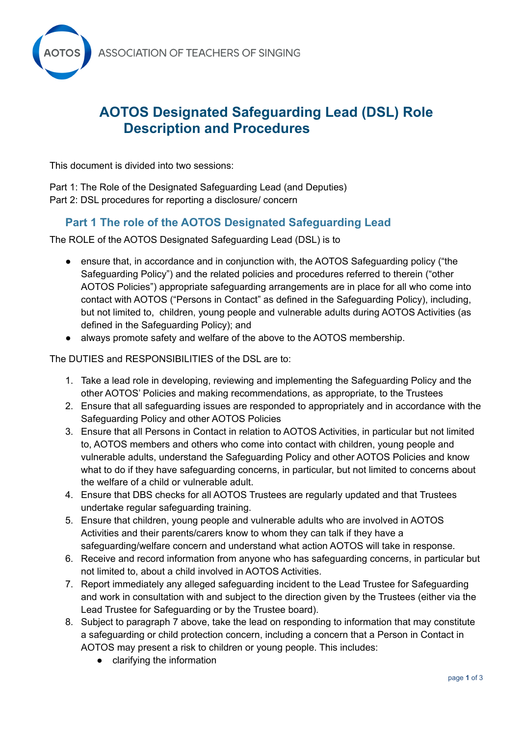ASSOCIATION OF TEACHERS OF SINGING

# AOTOS Designated Safeguarding Lead (DSL) Role Description and Procedures

This document is divided into two sessions:

Part 1: The Role of the Designated Safeguarding Lead (and Deputies)
Part 2: DSL procedures for reporting a disclosure/ concern

## Part 1 The role of the AOTOS Designated Safeguarding Lead

The ROLE of the AOTOS Designated Safeguarding Lead (DSL) is to

- ensure that, in accordance and in conjunction with, the AOTOS Safeguarding policy ("the Safeguarding Policy") and the related policies and procedures referred to therein ("other AOTOS Policies") appropriate safeguarding arrangements are in place for all who come into contact with AOTOS ("Persons in Contact" as defined in the Safeguarding Policy), including, but not limited to, children, young people and vulnerable adults during AOTOS Activities (as defined in the Safeguarding Policy); and
- always promote safety and welfare of the above to the AOTOS membership.

The DUTIES and RESPONSIBILITIES of the DSL are to:

1. Take a lead role in developing, reviewing and implementing the Safeguarding Policy and the other AOTOS' Policies and making recommendations, as appropriate, to the Trustees
2. Ensure that all safeguarding issues are responded to appropriately and in accordance with the Safeguarding Policy and other AOTOS Policies
3. Ensure that all Persons in Contact in relation to AOTOS Activities, in particular but not limited to, AOTOS members and others who come into contact with children, young people and vulnerable adults, understand the Safeguarding Policy and other AOTOS Policies and know what to do if they have safeguarding concerns, in particular, but not limited to concerns about the welfare of a child or vulnerable adult.
4. Ensure that DBS checks for all AOTOS Trustees are regularly updated and that Trustees undertake regular safeguarding training.
5. Ensure that children, young people and vulnerable adults who are involved in AOTOS Activities and their parents/carers know to whom they can talk if they have a safeguarding/welfare concern and understand what action AOTOS will take in response.
6. Receive and record information from anyone who has safeguarding concerns, in particular but not limited to, about a child involved in AOTOS Activities.
7. Report immediately any alleged safeguarding incident to the Lead Trustee for Safeguarding and work in consultation with and subject to the direction given by the Trustees (either via the Lead Trustee for Safeguarding or by the Trustee board).
8. Subject to paragraph 7 above, take the lead on responding to information that may constitute a safeguarding or child protection concern, including a concern that a Person in Contact in AOTOS may present a risk to children or young people. This includes:
    - clarifying the information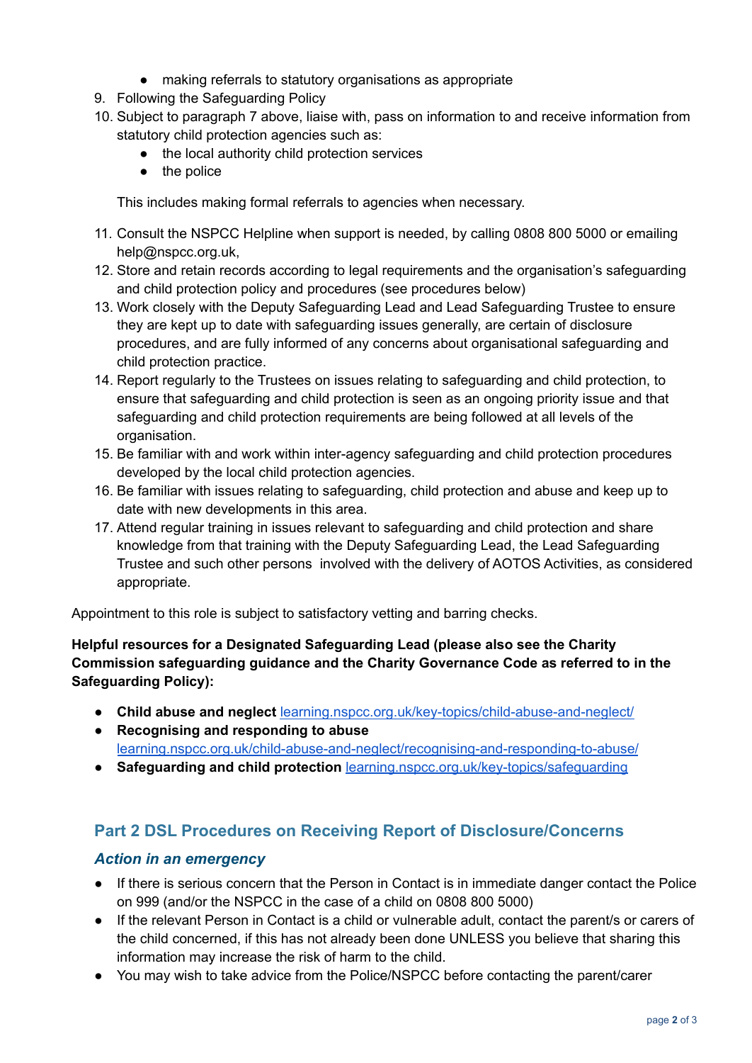- making referrals to statutory organisations as appropriate

9. Following the Safeguarding Policy
10. Subject to paragraph 7 above, liaise with, pass on information to and receive information from statutory child protection agencies such as:
    - the local authority child protection services
    - the police

    This includes making formal referrals to agencies when necessary.

11. Consult the NSPCC Helpline when support is needed, by calling 0808 800 5000 or emailing help@nspcc.org.uk,
12. Store and retain records according to legal requirements and the organisation's safeguarding and child protection policy and procedures (see procedures below)
13. Work closely with the Deputy Safeguarding Lead and Lead Safeguarding Trustee to ensure they are kept up to date with safeguarding issues generally, are certain of disclosure procedures, and are fully informed of any concerns about organisational safeguarding and child protection practice.
14. Report regularly to the Trustees on issues relating to safeguarding and child protection, to ensure that safeguarding and child protection is seen as an ongoing priority issue and that safeguarding and child protection requirements are being followed at all levels of the organisation.
15. Be familiar with and work within inter-agency safeguarding and child protection procedures developed by the local child protection agencies.
16. Be familiar with issues relating to safeguarding, child protection and abuse and keep up to date with new developments in this area.
17. Attend regular training in issues relevant to safeguarding and child protection and share knowledge from that training with the Deputy Safeguarding Lead, the Lead Safeguarding Trustee and such other persons involved with the delivery of AOTOS Activities, as considered appropriate.

Appointment to this role is subject to satisfactory vetting and barring checks.

**Helpful resources for a Designated Safeguarding Lead (please also see the Charity Commission safeguarding guidance and the Charity Governance Code as referred to in the Safeguarding Policy):**

- **Child abuse and neglect** [learning.nspcc.org.uk/key-topics/child-abuse-and-neglect/](https://learning.nspcc.org.uk/key-topics/child-abuse-and-neglect/)
- **Recognising and responding to abuse** [learning.nspcc.org.uk/child-abuse-and-neglect/recognising-and-responding-to-abuse/](https://learning.nspcc.org.uk/child-abuse-and-neglect/recognising-and-responding-to-abuse/)
- **Safeguarding and child protection** [learning.nspcc.org.uk/key-topics/safeguarding](https://learning.nspcc.org.uk/key-topics/safeguarding)

## Part 2 DSL Procedures on Receiving Report of Disclosure/Concerns

### *Action in an emergency*

- If there is serious concern that the Person in Contact is in immediate danger contact the Police on 999 (and/or the NSPCC in the case of a child on 0808 800 5000)
- If the relevant Person in Contact is a child or vulnerable adult, contact the parent/s or carers of the child concerned, if this has not already been done UNLESS you believe that sharing this information may increase the risk of harm to the child.
- You may wish to take advice from the Police/NSPCC before contacting the parent/carer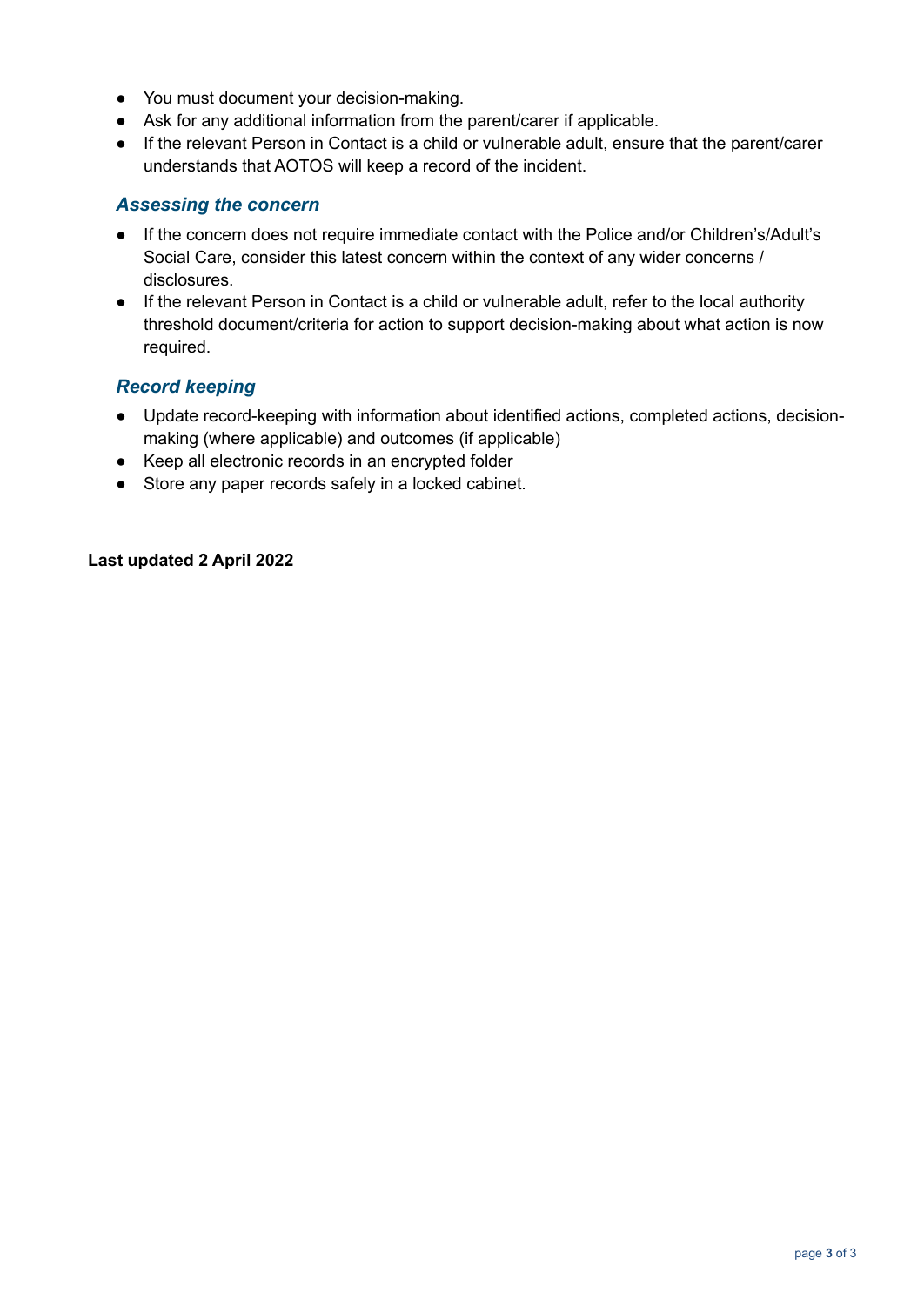- You must document your decision-making.
- Ask for any additional information from the parent/carer if applicable.
- If the relevant Person in Contact is a child or vulnerable adult, ensure that the parent/carer understands that AOTOS will keep a record of the incident.

### *Assessing the concern*

- If the concern does not require immediate contact with the Police and/or Children's/Adult's Social Care, consider this latest concern within the context of any wider concerns / disclosures.
- If the relevant Person in Contact is a child or vulnerable adult, refer to the local authority threshold document/criteria for action to support decision-making about what action is now required.

### *Record keeping*

- Update record-keeping with information about identified actions, completed actions, decision-making (where applicable) and outcomes (if applicable)
- Keep all electronic records in an encrypted folder
- Store any paper records safely in a locked cabinet.

**Last updated 2 April 2022**